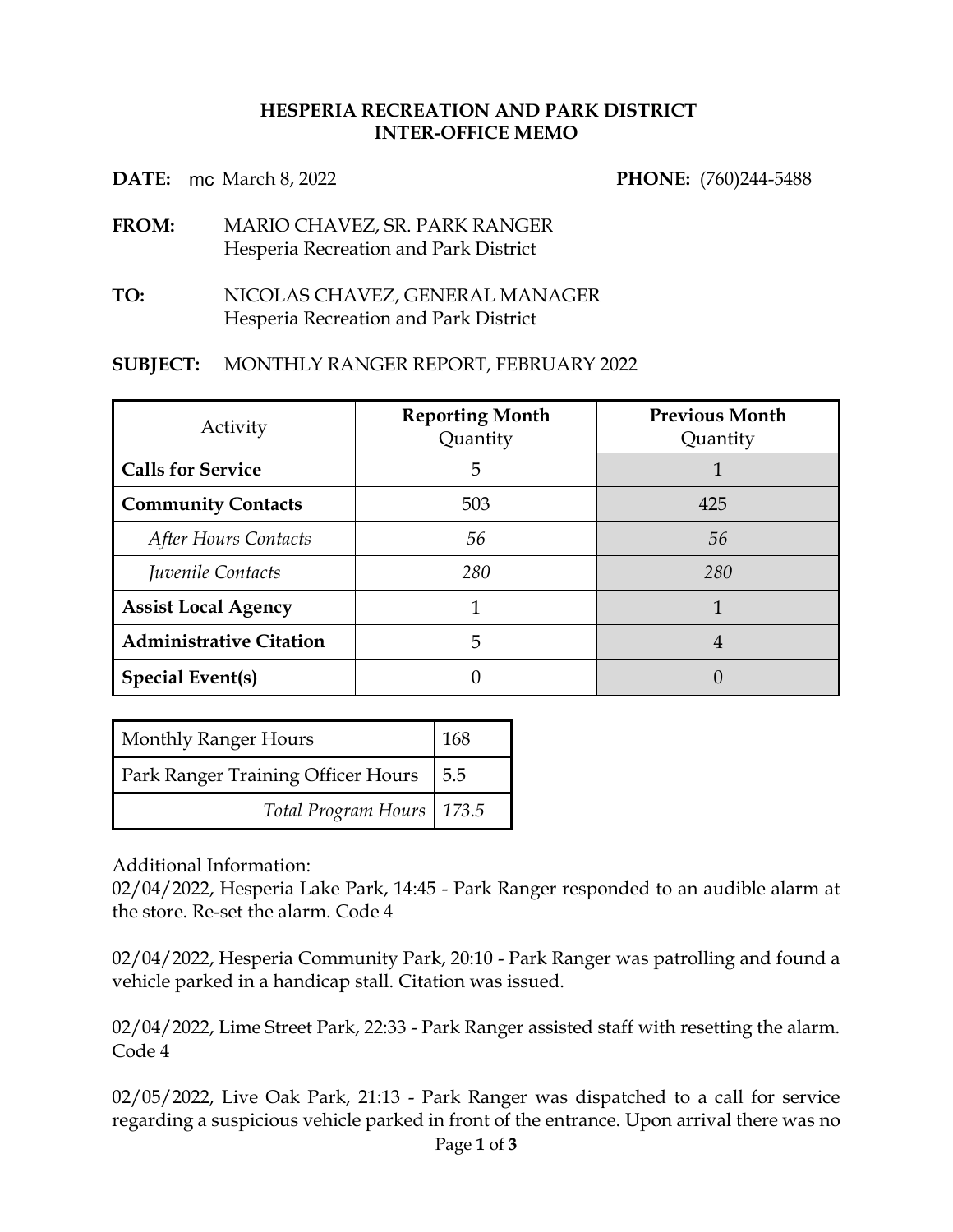**HESPERIA RECREATION AND PARK DISTRICT**
**INTER-OFFICE MEMO**

**DATE:** mc March 8, 2022 **PHONE:** (760)244-5488

**FROM:** MARIO CHAVEZ, SR. PARK RANGER
Hesperia Recreation and Park District

**TO:** NICOLAS CHAVEZ, GENERAL MANAGER
Hesperia Recreation and Park District

**SUBJECT:** MONTHLY RANGER REPORT, FEBRUARY 2022

| Activity | **Reporting Month** Quantity | **Previous Month** Quantity |
|---|---|---|
| **Calls for Service** | 5 | 1 |
| **Community Contacts** | 503 | 425 |
| *After Hours Contacts* | *56* | *56* |
| *Juvenile Contacts* | *280* | *280* |
| **Assist Local Agency** | 1 | 1 |
| **Administrative Citation** | 5 | 4 |
| **Special Event(s)** | 0 | 0 |

| Monthly Ranger Hours | 168 |
|---|---|
| Park Ranger Training Officer Hours | 5.5 |
| *Total Program Hours* | *173.5* |

Additional Information:
02/04/2022, Hesperia Lake Park, 14:45 - Park Ranger responded to an audible alarm at the store. Re-set the alarm. Code 4

02/04/2022, Hesperia Community Park, 20:10 - Park Ranger was patrolling and found a vehicle parked in a handicap stall. Citation was issued.

02/04/2022, Lime Street Park, 22:33 - Park Ranger assisted staff with resetting the alarm. Code 4

02/05/2022, Live Oak Park, 21:13 - Park Ranger was dispatched to a call for service regarding a suspicious vehicle parked in front of the entrance. Upon arrival there was no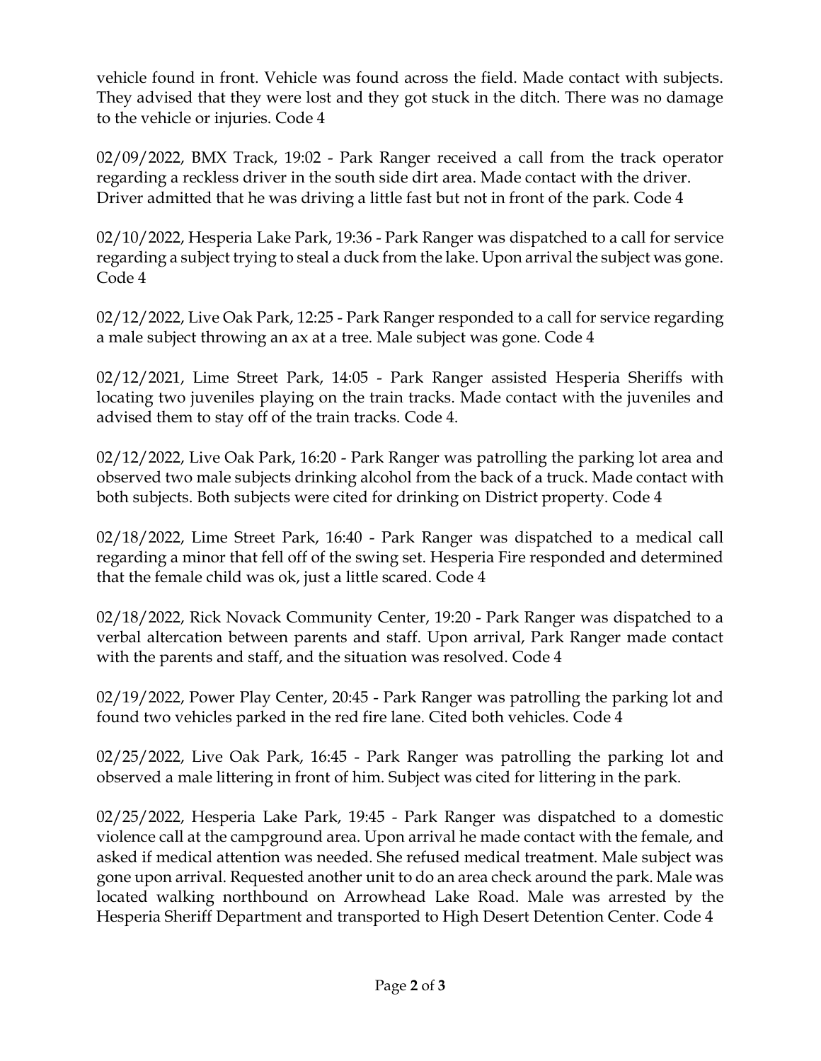vehicle found in front. Vehicle was found across the field. Made contact with subjects. They advised that they were lost and they got stuck in the ditch. There was no damage to the vehicle or injuries. Code 4

02/09/2022, BMX Track, 19:02 - Park Ranger received a call from the track operator regarding a reckless driver in the south side dirt area. Made contact with the driver. Driver admitted that he was driving a little fast but not in front of the park. Code 4

02/10/2022, Hesperia Lake Park, 19:36 - Park Ranger was dispatched to a call for service regarding a subject trying to steal a duck from the lake. Upon arrival the subject was gone. Code 4

02/12/2022, Live Oak Park, 12:25 - Park Ranger responded to a call for service regarding a male subject throwing an ax at a tree. Male subject was gone. Code 4

02/12/2021, Lime Street Park, 14:05 - Park Ranger assisted Hesperia Sheriffs with locating two juveniles playing on the train tracks. Made contact with the juveniles and advised them to stay off of the train tracks. Code 4.

02/12/2022, Live Oak Park, 16:20 - Park Ranger was patrolling the parking lot area and observed two male subjects drinking alcohol from the back of a truck. Made contact with both subjects. Both subjects were cited for drinking on District property. Code 4

02/18/2022, Lime Street Park, 16:40 - Park Ranger was dispatched to a medical call regarding a minor that fell off of the swing set. Hesperia Fire responded and determined that the female child was ok, just a little scared. Code 4

02/18/2022, Rick Novack Community Center, 19:20 - Park Ranger was dispatched to a verbal altercation between parents and staff. Upon arrival, Park Ranger made contact with the parents and staff, and the situation was resolved. Code 4

02/19/2022, Power Play Center, 20:45 - Park Ranger was patrolling the parking lot and found two vehicles parked in the red fire lane. Cited both vehicles. Code 4

02/25/2022, Live Oak Park, 16:45 - Park Ranger was patrolling the parking lot and observed a male littering in front of him. Subject was cited for littering in the park.

02/25/2022, Hesperia Lake Park, 19:45 - Park Ranger was dispatched to a domestic violence call at the campground area. Upon arrival he made contact with the female, and asked if medical attention was needed. She refused medical treatment. Male subject was gone upon arrival. Requested another unit to do an area check around the park. Male was located walking northbound on Arrowhead Lake Road. Male was arrested by the Hesperia Sheriff Department and transported to High Desert Detention Center. Code 4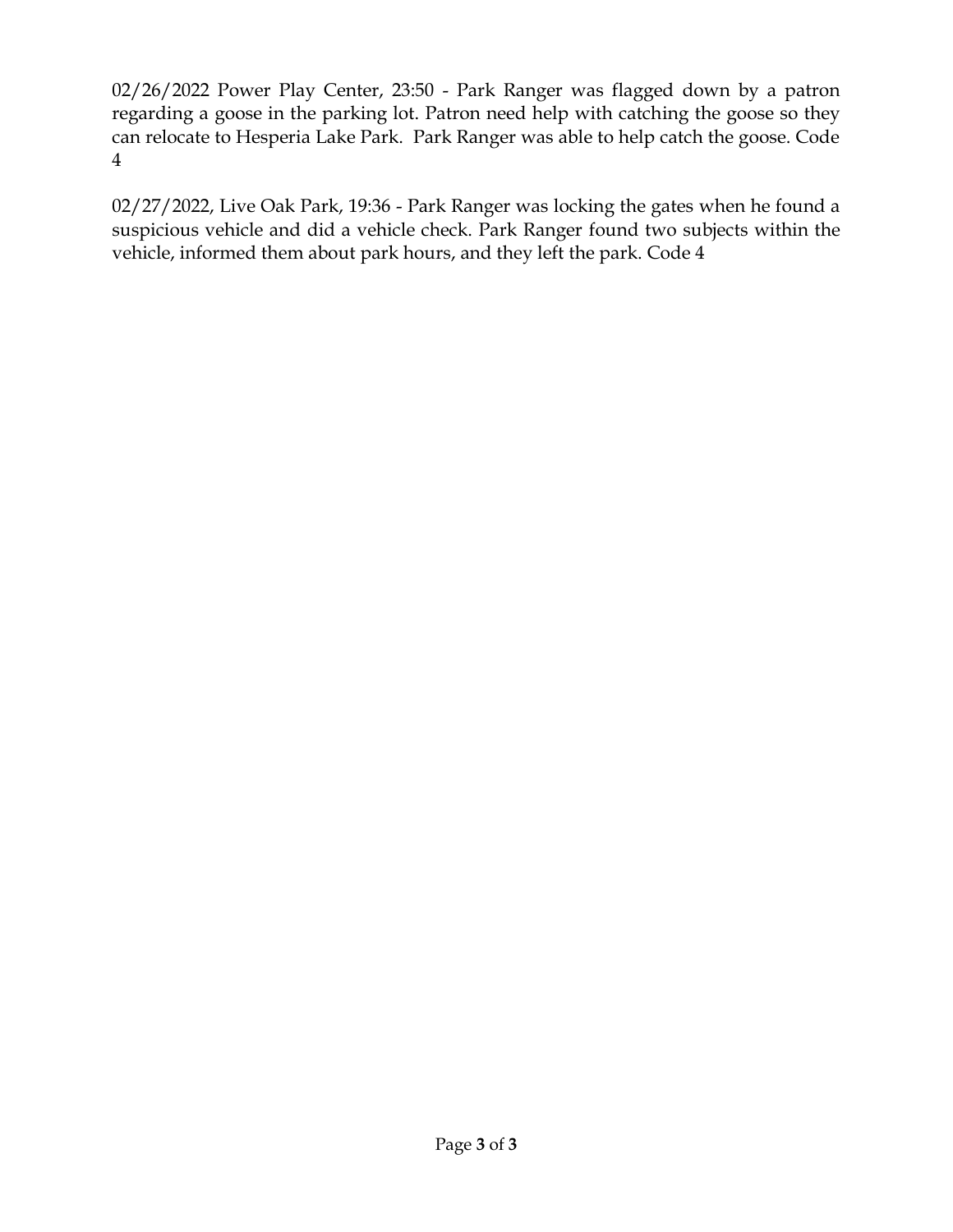02/26/2022 Power Play Center, 23:50 - Park Ranger was flagged down by a patron regarding a goose in the parking lot. Patron need help with catching the goose so they can relocate to Hesperia Lake Park. Park Ranger was able to help catch the goose. Code 4

02/27/2022, Live Oak Park, 19:36 - Park Ranger was locking the gates when he found a suspicious vehicle and did a vehicle check. Park Ranger found two subjects within the vehicle, informed them about park hours, and they left the park. Code 4